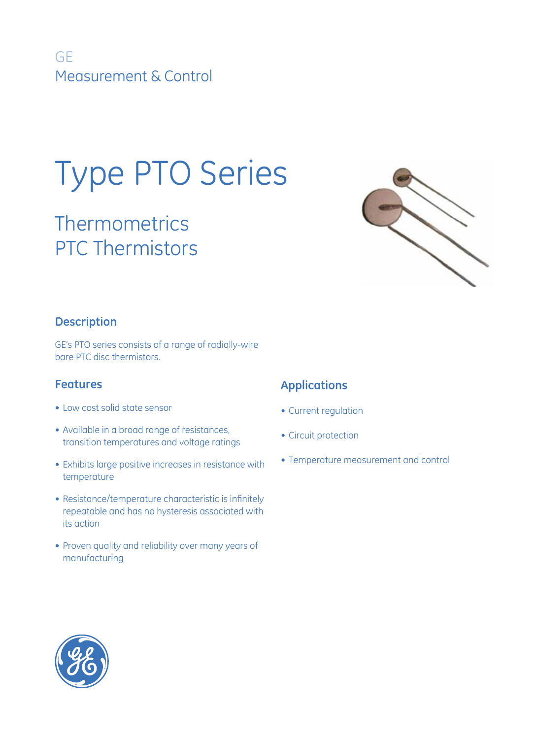GE
Measurement & Control

# Type PTO Series

## Thermometrics
## PTC Thermistors

### Description

GE's PTO series consists of a range of radially-wire bare PTC disc thermistors.

### Features

- Low cost solid state sensor
- Available in a broad range of resistances, transition temperatures and voltage ratings
- Exhibits large positive increases in resistance with temperature
- Resistance/temperature characteristic is infinitely repeatable and has no hysteresis associated with its action
- Proven quality and reliability over many years of manufacturing

### Applications

- Current regulation
- Circuit protection
- Temperature measurement and control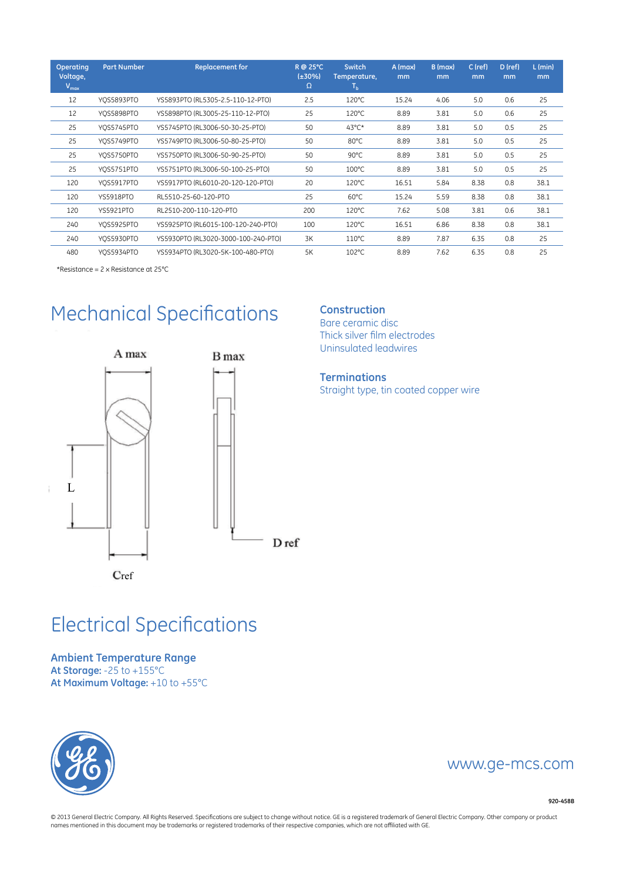| Operating Voltage, $V_{max}$ | Part Number | Replacement for | R @ 25°C (±30%) Ω | Switch Temperature, $T_b$ | A (max) mm | B (max) mm | C (ref) mm | D (ref) mm | L (min) mm |
|---|---|---|---|---|---|---|---|---|---|
| 12 | YQS5893PTO | YS5893PTO (RL5305-2.5-110-12-PTO) | 2.5 | 120°C | 15.24 | 4.06 | 5.0 | 0.6 | 25 |
| 12 | YQS5898PTO | YS5898PTO (RL3005-25-110-12-PTO) | 25 | 120°C | 8.89 | 3.81 | 5.0 | 0.6 | 25 |
| 25 | YQS5745PTO | YS5745PTO (RL3006-50-30-25-PTO) | 50 | 43°C* | 8.89 | 3.81 | 5.0 | 0.5 | 25 |
| 25 | YQS5749PTO | YS5749PTO (RL3006-50-80-25-PTO) | 50 | 80°C | 8.89 | 3.81 | 5.0 | 0.5 | 25 |
| 25 | YQS5750PTO | YS5750PTO (RL3006-50-90-25-PTO) | 50 | 90°C | 8.89 | 3.81 | 5.0 | 0.5 | 25 |
| 25 | YQS5751PTO | YS5751PTO (RL3006-50-100-25-PTO) | 50 | 100°C | 8.89 | 3.81 | 5.0 | 0.5 | 25 |
| 120 | YQS5917PTO | YS5917PTO (RL6010-20-120-120-PTO) | 20 | 120°C | 16.51 | 5.84 | 8.38 | 0.8 | 38.1 |
| 120 | YS5918PTO | RL5510-25-60-120-PTO | 25 | 60°C | 15.24 | 5.59 | 8.38 | 0.8 | 38.1 |
| 120 | YS5921PTO | RL2510-200-110-120-PTO | 200 | 120°C | 7.62 | 5.08 | 3.81 | 0.6 | 38.1 |
| 240 | YQS5925PTO | YS5925PTO (RL6015-100-120-240-PTO) | 100 | 120°C | 16.51 | 6.86 | 8.38 | 0.8 | 38.1 |
| 240 | YQS5930PTO | YS5930PTO (RL3020-3000-100-240-PTO) | 3K | 110°C | 8.89 | 7.87 | 6.35 | 0.8 | 25 |
| 480 | YQS5934PTO | YS5934PTO (RL3020-5K-100-480-PTO) | 5K | 102°C | 8.89 | 7.62 | 6.35 | 0.8 | 25 |

*Resistance = 2 x Resistance at 25°C

# Mechanical Specifications

A max

B max

L

D ref

Cref

### Construction
Bare ceramic disc
Thick silver film electrodes
Uninsulated leadwires

### Terminations
Straight type, tin coated copper wire

# Electrical Specifications

### Ambient Temperature Range
**At Storage:** -25 to +155°C
**At Maximum Voltage:** +10 to +55°C

www.ge-mcs.com

920-458B

© 2013 General Electric Company. All Rights Reserved. Specifications are subject to change without notice. GE is a registered trademark of General Electric Company. Other company or product names mentioned in this document may be trademarks or registered trademarks of their respective companies, which are not affiliated with GE.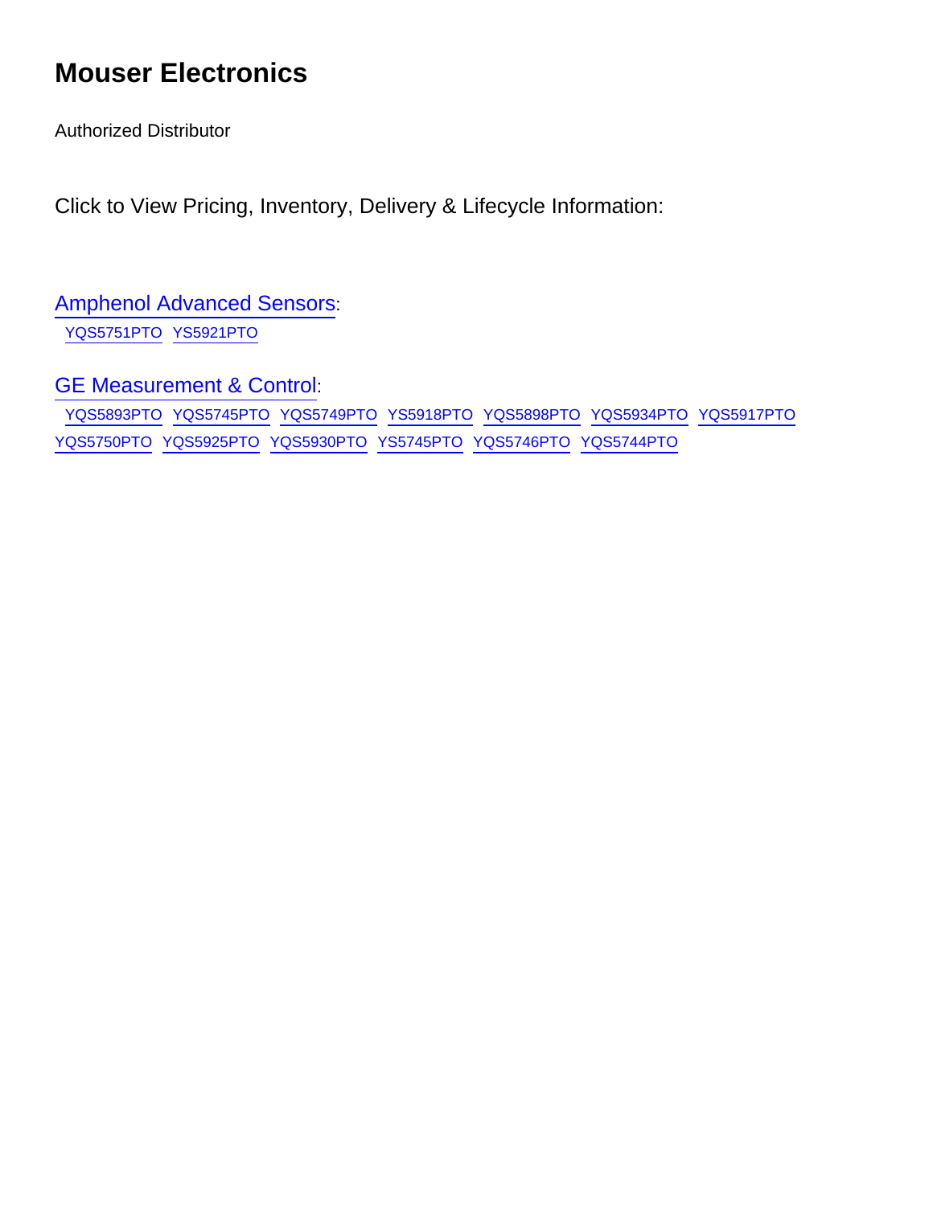# Mouser Electronics

Authorized Distributor

Click to View Pricing, Inventory, Delivery & Lifecycle Information:

Amphenol Advanced Sensors:

YQS5751PTO YS5921PTO

GE Measurement & Control:

YQS5893PTO YQS5745PTO YQS5749PTO YS5918PTO YQS5898PTO YQS5934PTO YQS5917PTO YQS5750PTO YQS5925PTO YQS5930PTO YS5745PTO YQS5746PTO YQS5744PTO